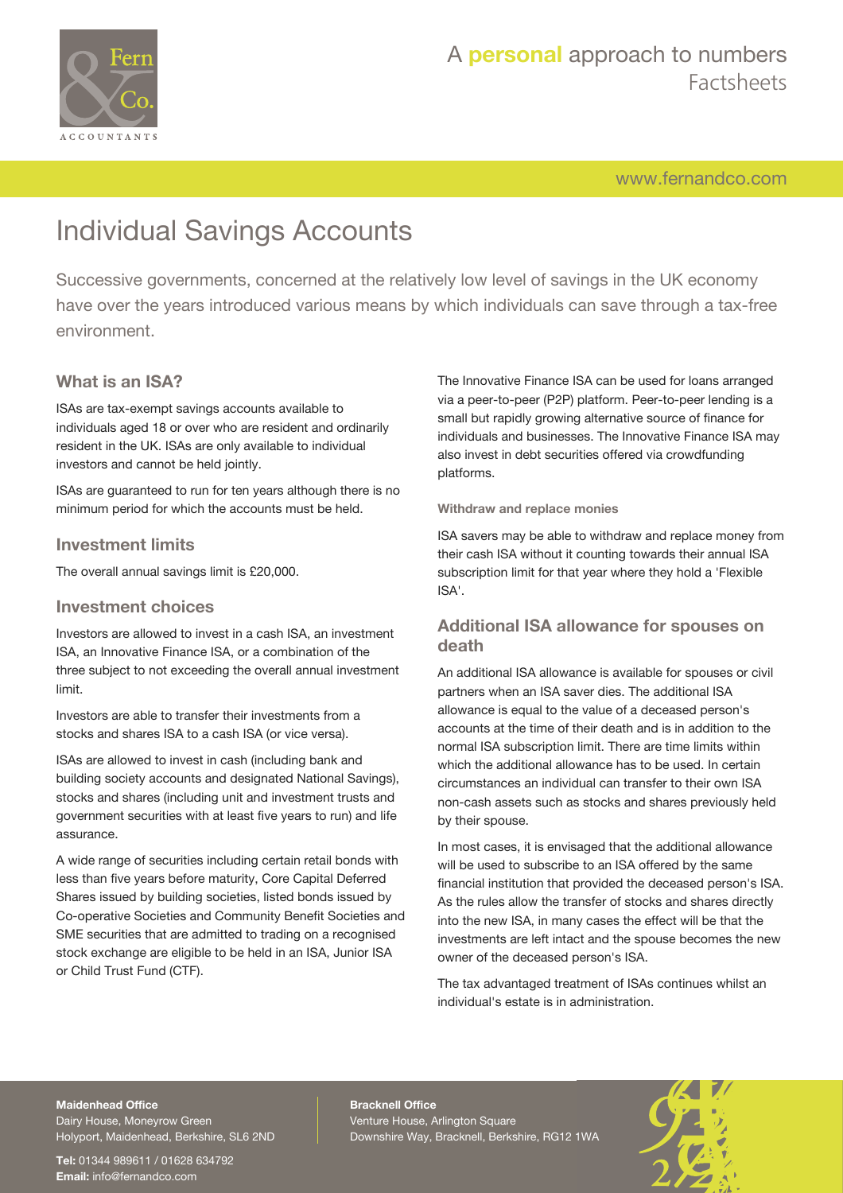# Individual Savings Accounts

Successive governments, concerned at the relatively low level of savings in the UK economy have over the years introduced various means by which individuals can save through a tax-free environment.

## What is an ISA?

ISAs are tax-exempt savings accounts available to individuals aged 18 or over who are resident and ordinarily resident in the UK. ISAs are only available to individual investors and cannot be held jointly.

ISAs are guaranteed to run for ten years although there is no minimum period for which the accounts must be held.

## Investment limits

The overall annual savings limit is £20,000.

## Investment choices

Investors are allowed to invest in a cash ISA, an investment ISA, an Innovative Finance ISA, or a combination of the three subject to not exceeding the overall annual investment limit.

Investors are able to transfer their investments from a stocks and shares ISA to a cash ISA (or vice versa).

ISAs are allowed to invest in cash (including bank and building society accounts and designated National Savings), stocks and shares (including unit and investment trusts and government securities with at least five years to run) and life assurance.

A wide range of securities including certain retail bonds with less than five years before maturity, Core Capital Deferred Shares issued by building societies, listed bonds issued by Co-operative Societies and Community Benefit Societies and SME securities that are admitted to trading on a recognised stock exchange are eligible to be held in an ISA, Junior ISA or Child Trust Fund (CTF).

The Innovative Finance ISA can be used for loans arranged via a peer-to-peer (P2P) platform. Peer-to-peer lending is a small but rapidly growing alternative source of finance for individuals and businesses. The Innovative Finance ISA may also invest in debt securities offered via crowdfunding platforms.

### Withdraw and replace monies

ISA savers may be able to withdraw and replace money from their cash ISA without it counting towards their annual ISA subscription limit for that year where they hold a 'Flexible ISA'.

## Additional ISA allowance for spouses on death

An additional ISA allowance is available for spouses or civil partners when an ISA saver dies. The additional ISA allowance is equal to the value of a deceased person's accounts at the time of their death and is in addition to the normal ISA subscription limit. There are time limits within which the additional allowance has to be used. In certain circumstances an individual can transfer to their own ISA non-cash assets such as stocks and shares previously held by their spouse.

In most cases, it is envisaged that the additional allowance will be used to subscribe to an ISA offered by the same financial institution that provided the deceased person's ISA. As the rules allow the transfer of stocks and shares directly into the new ISA, in many cases the effect will be that the investments are left intact and the spouse becomes the new owner of the deceased person's ISA.

The tax advantaged treatment of ISAs continues whilst an individual's estate is in administration.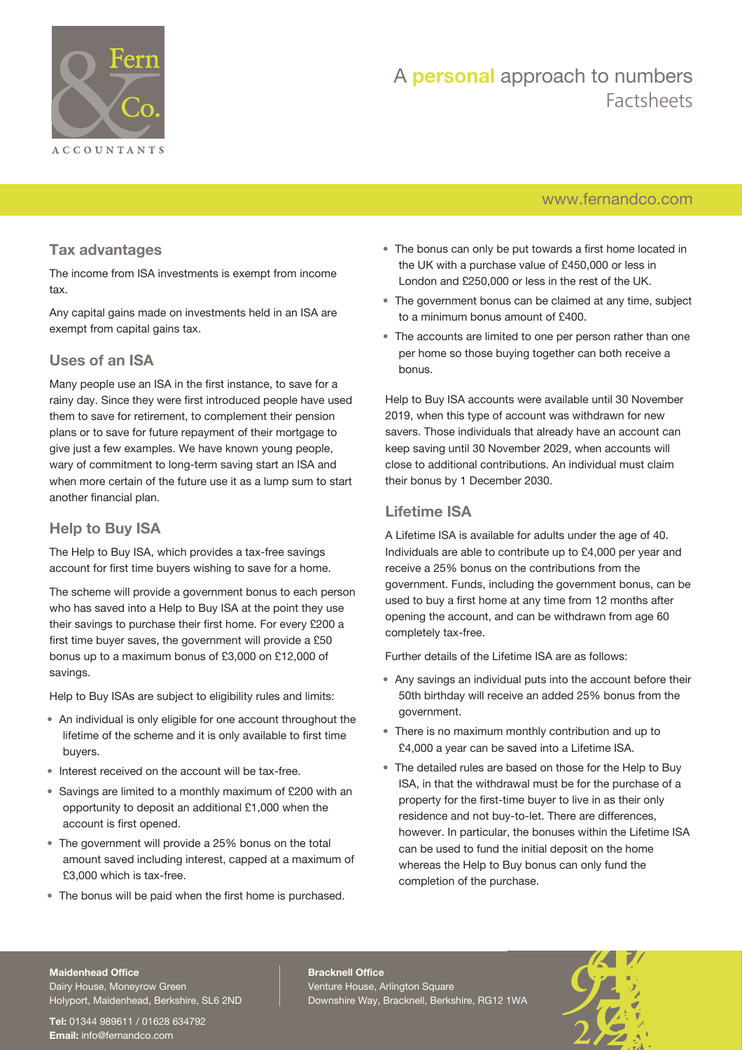## Tax advantages

The income from ISA investments is exempt from income tax.

Any capital gains made on investments held in an ISA are exempt from capital gains tax.

## Uses of an ISA

Many people use an ISA in the first instance, to save for a rainy day. Since they were first introduced people have used them to save for retirement, to complement their pension plans or to save for future repayment of their mortgage to give just a few examples. We have known young people, wary of commitment to long-term saving start an ISA and when more certain of the future use it as a lump sum to start another financial plan.

## Help to Buy ISA

The Help to Buy ISA, which provides a tax-free savings account for first time buyers wishing to save for a home.

The scheme will provide a government bonus to each person who has saved into a Help to Buy ISA at the point they use their savings to purchase their first home. For every £200 a first time buyer saves, the government will provide a £50 bonus up to a maximum bonus of £3,000 on £12,000 of savings.

Help to Buy ISAs are subject to eligibility rules and limits:

- An individual is only eligible for one account throughout the lifetime of the scheme and it is only available to first time buyers.
- Interest received on the account will be tax-free.
- Savings are limited to a monthly maximum of £200 with an opportunity to deposit an additional £1,000 when the account is first opened.
- The government will provide a 25% bonus on the total amount saved including interest, capped at a maximum of £3,000 which is tax-free.
- The bonus will be paid when the first home is purchased.
- The bonus can only be put towards a first home located in the UK with a purchase value of £450,000 or less in London and £250,000 or less in the rest of the UK.
- The government bonus can be claimed at any time, subject to a minimum bonus amount of £400.
- The accounts are limited to one per person rather than one per home so those buying together can both receive a bonus.

Help to Buy ISA accounts were available until 30 November 2019, when this type of account was withdrawn for new savers. Those individuals that already have an account can keep saving until 30 November 2029, when accounts will close to additional contributions. An individual must claim their bonus by 1 December 2030.

## Lifetime ISA

A Lifetime ISA is available for adults under the age of 40. Individuals are able to contribute up to £4,000 per year and receive a 25% bonus on the contributions from the government. Funds, including the government bonus, can be used to buy a first home at any time from 12 months after opening the account, and can be withdrawn from age 60 completely tax-free.

Further details of the Lifetime ISA are as follows:

- Any savings an individual puts into the account before their 50th birthday will receive an added 25% bonus from the government.
- There is no maximum monthly contribution and up to £4,000 a year can be saved into a Lifetime ISA.
- The detailed rules are based on those for the Help to Buy ISA, in that the withdrawal must be for the purchase of a property for the first-time buyer to live in as their only residence and not buy-to-let. There are differences, however. In particular, the bonuses within the Lifetime ISA can be used to fund the initial deposit on the home whereas the Help to Buy bonus can only fund the completion of the purchase.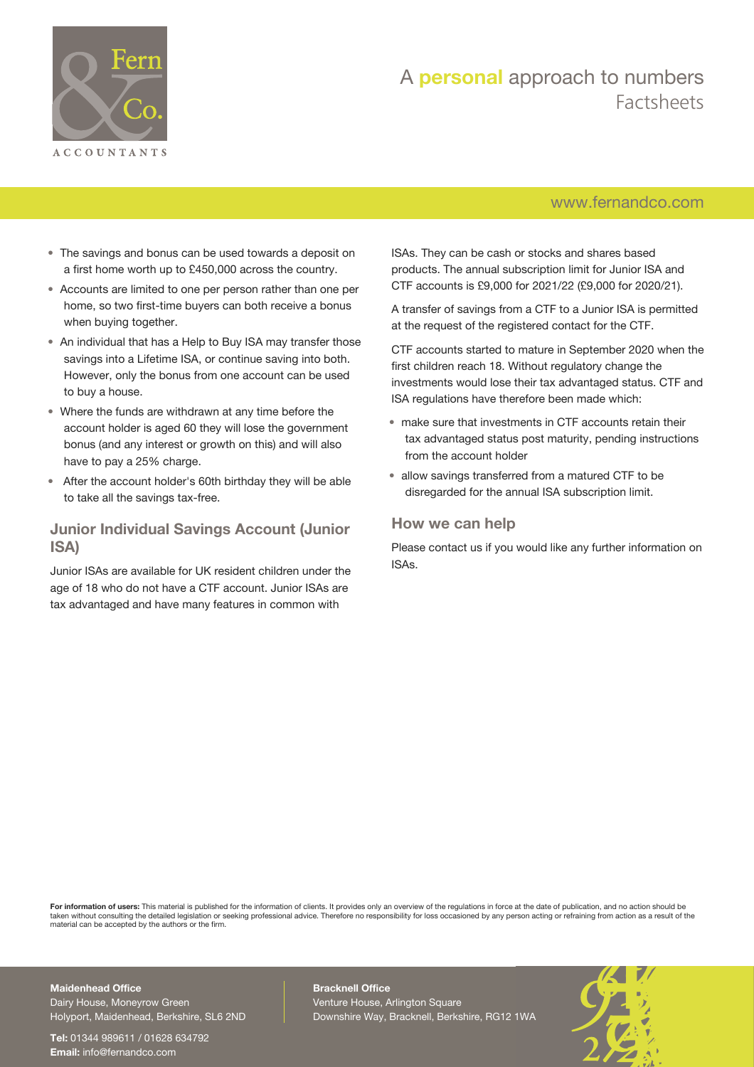- The savings and bonus can be used towards a deposit on a first home worth up to £450,000 across the country.
- Accounts are limited to one per person rather than one per home, so two first-time buyers can both receive a bonus when buying together.
- An individual that has a Help to Buy ISA may transfer those savings into a Lifetime ISA, or continue saving into both. However, only the bonus from one account can be used to buy a house.
- Where the funds are withdrawn at any time before the account holder is aged 60 they will lose the government bonus (and any interest or growth on this) and will also have to pay a 25% charge.
- After the account holder's 60th birthday they will be able to take all the savings tax-free.

## Junior Individual Savings Account (Junior ISA)

Junior ISAs are available for UK resident children under the age of 18 who do not have a CTF account. Junior ISAs are tax advantaged and have many features in common with ISAs. They can be cash or stocks and shares based products. The annual subscription limit for Junior ISA and CTF accounts is £9,000 for 2021/22 (£9,000 for 2020/21).

A transfer of savings from a CTF to a Junior ISA is permitted at the request of the registered contact for the CTF.

CTF accounts started to mature in September 2020 when the first children reach 18. Without regulatory change the investments would lose their tax advantaged status. CTF and ISA regulations have therefore been made which:

- make sure that investments in CTF accounts retain their tax advantaged status post maturity, pending instructions from the account holder
- allow savings transferred from a matured CTF to be disregarded for the annual ISA subscription limit.

## How we can help

Please contact us if you would like any further information on ISAs.

**For information of users:** This material is published for the information of clients. It provides only an overview of the regulations in force at the date of publication, and no action should be taken without consulting the detailed legislation or seeking professional advice. Therefore no responsibility for loss occasioned by any person acting or refraining from action as a result of the material can be accepted by the authors or the firm.